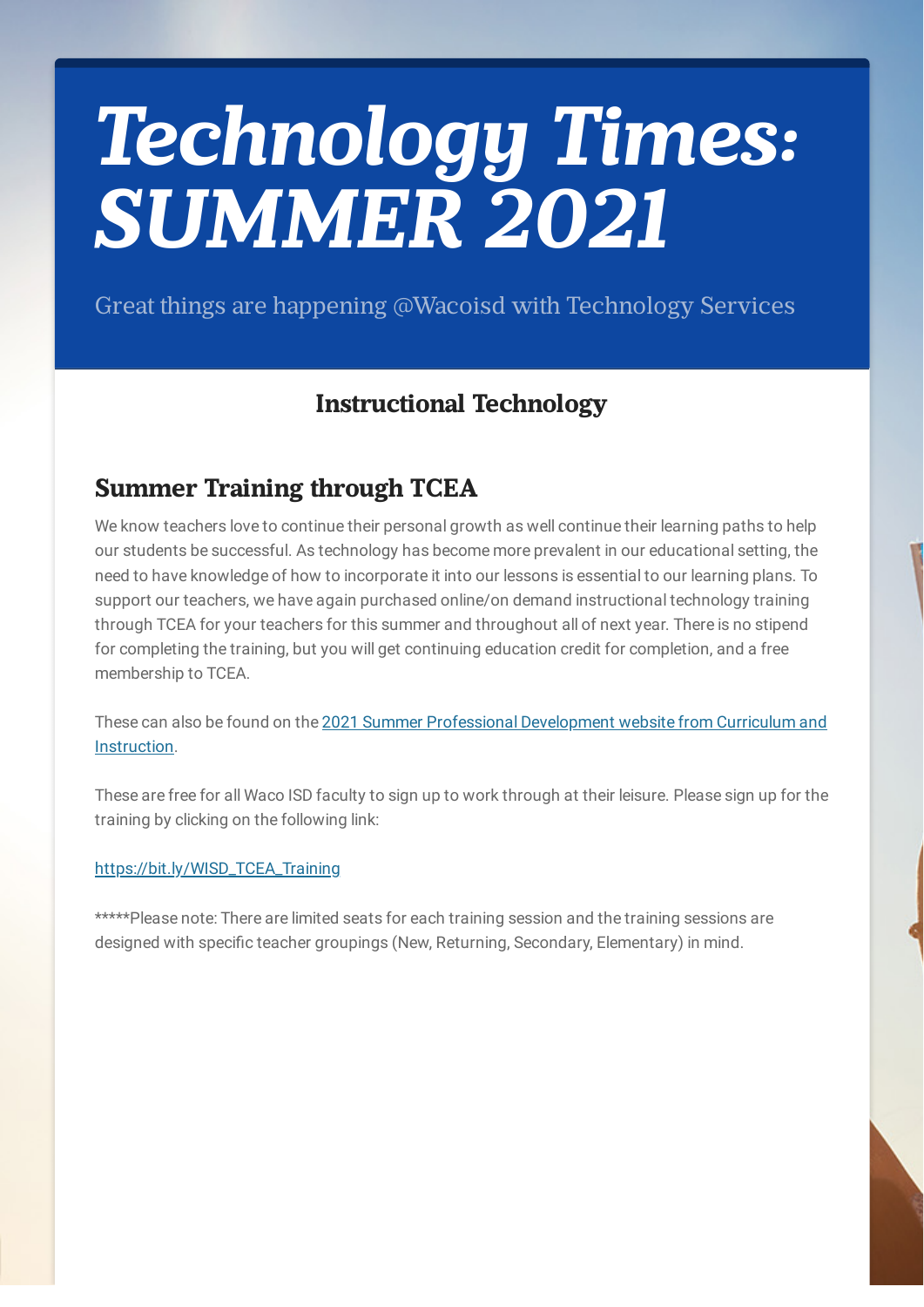# *Technology Times: SUMMER 2021*

Great things are happening @Wacoisd with Technology Services

## Instructional Technology

### Summer Training through TCEA

We know teachers love to continue their personal growth as well continue their learning paths to help our students be successful. As technology has become more prevalent in our educational setting, the need to have knowledge of how to incorporate it into our lessons is essential to our learning plans. To support our teachers, we have again purchased online/on demand instructional technology training through TCEA for your teachers for this summer and throughout all of next year. There is no stipend for completing the training, but you will get continuing education credit for completion, and a free membership to TCEA.

These can also be found on the [2021 Summer Professional Development website from Curriculum and Instruction](#).

These are free for all Waco ISD faculty to sign up to work through at their leisure. Please sign up for the training by clicking on the following link:

https://bit.ly/WISD_TCEA_Training

*****Please note: There are limited seats for each training session and the training sessions are designed with specific teacher groupings (New, Returning, Secondary, Elementary) in mind.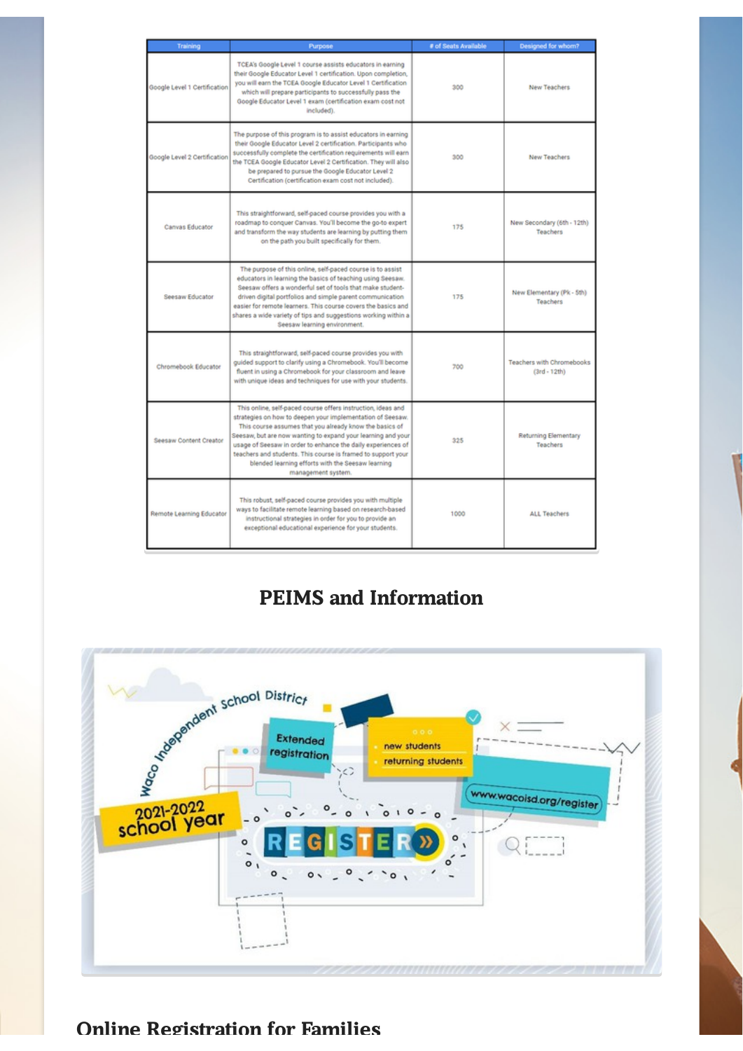| Training | Purpose | # of Seats Available | Designed for whom? |
|---|---|---|---|
| Google Level 1 Certification | TCEA's Google Level 1 course assists educators in earning their Google Educator Level 1 certification. Upon completion, you will earn the TCEA Google Educator Level 1 Certification which will prepare participants to successfully pass the Google Educator Level 1 exam (certification exam cost not included). | 300 | New Teachers |
| Google Level 2 Certification | The purpose of this program is to assist educators in earning their Google Educator Level 2 certification. Participants who successfully complete the certification requirements will earn the TCEA Google Educator Level 2 Certification. They will also be prepared to pursue the Google Educator Level 2 Certification (certification exam cost not included). | 300 | New Teachers |
| Canvas Educator | This straightforward, self-paced course provides you with a roadmap to conquer Canvas. You'll become the go-to expert and transform the way students are learning by putting them on the path you built specifically for them. | 175 | New Secondary (6th - 12th) Teachers |
| Seesaw Educator | The purpose of this online, self-paced course is to assist educators in learning the basics of teaching using Seesaw. Seesaw offers a wonderful set of tools that make student-driven digital portfolios and simple parent communication easier for remote learners. This course covers the basics and shares a wide variety of tips and suggestions working within a Seesaw learning environment. | 175 | New Elementary (Pk - 5th) Teachers |
| Chromebook Educator | This straightforward, self-paced course provides you with guided support to clarify using a Chromebook. You'll become fluent in using a Chromebook for your classroom and leave with unique ideas and techniques for use with your students. | 700 | Teachers with Chromebooks (3rd - 12th) |
| Seesaw Content Creator | This online, self-paced course offers instruction, ideas and strategies on how to deepen your implementation of Seesaw. This course assumes that you already know the basics of Seesaw, but are now wanting to expand your learning and your usage of Seesaw in order to enhance the daily experiences of teachers and students. This course is framed to support your blended learning efforts with the Seesaw learning management system. | 325 | Returning Elementary Teachers |
| Remote Learning Educator | This robust, self-paced course provides you with multiple ways to facilitate remote learning based on research-based instructional strategies in order for you to provide an exceptional educational experience for your students. | 1000 | ALL Teachers |

## PEIMS and Information

## Online Registration for Families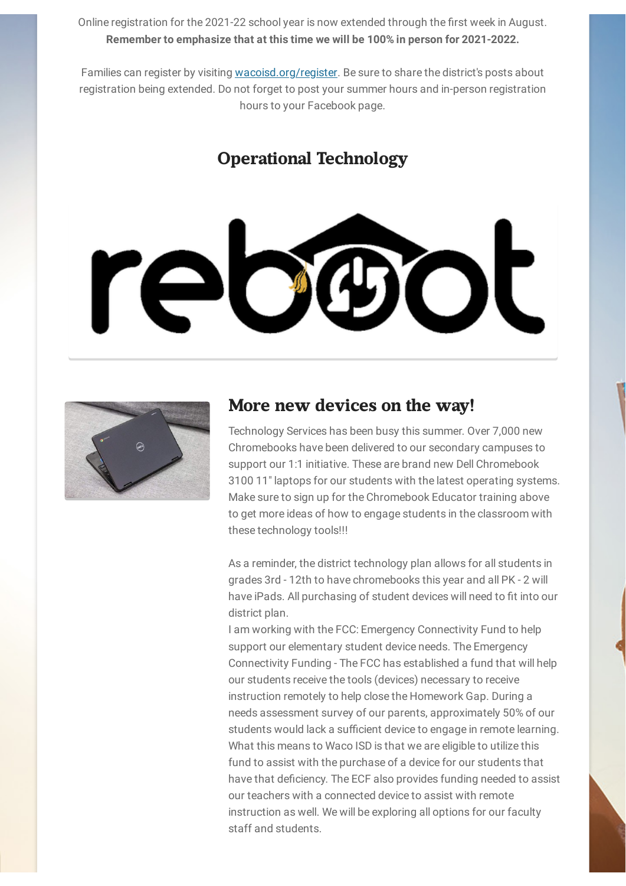Online registration for the 2021-22 school year is now extended through the first week in August. **Remember to emphasize that at this time we will be 100% in person for 2021-2022.**

Families can register by visiting [wacoisd.org/register](wacoisd.org/register). Be sure to share the district's posts about registration being extended. Do not forget to post your summer hours and in-person registration hours to your Facebook page.

## Operational Technology

### More new devices on the way!

Technology Services has been busy this summer. Over 7,000 new Chromebooks have been delivered to our secondary campuses to support our 1:1 initiative. These are brand new Dell Chromebook 3100 11" laptops for our students with the latest operating systems. Make sure to sign up for the Chromebook Educator training above to get more ideas of how to engage students in the classroom with these technology tools!!!

As a reminder, the district technology plan allows for all students in grades 3rd - 12th to have chromebooks this year and all PK - 2 will have iPads. All purchasing of student devices will need to fit into our district plan.

I am working with the FCC: Emergency Connectivity Fund to help support our elementary student device needs. The Emergency Connectivity Funding - The FCC has established a fund that will help our students receive the tools (devices) necessary to receive instruction remotely to help close the Homework Gap. During a needs assessment survey of our parents, approximately 50% of our students would lack a sufficient device to engage in remote learning. What this means to Waco ISD is that we are eligible to utilize this fund to assist with the purchase of a device for our students that have that deficiency. The ECF also provides funding needed to assist our teachers with a connected device to assist with remote instruction as well. We will be exploring all options for our faculty staff and students.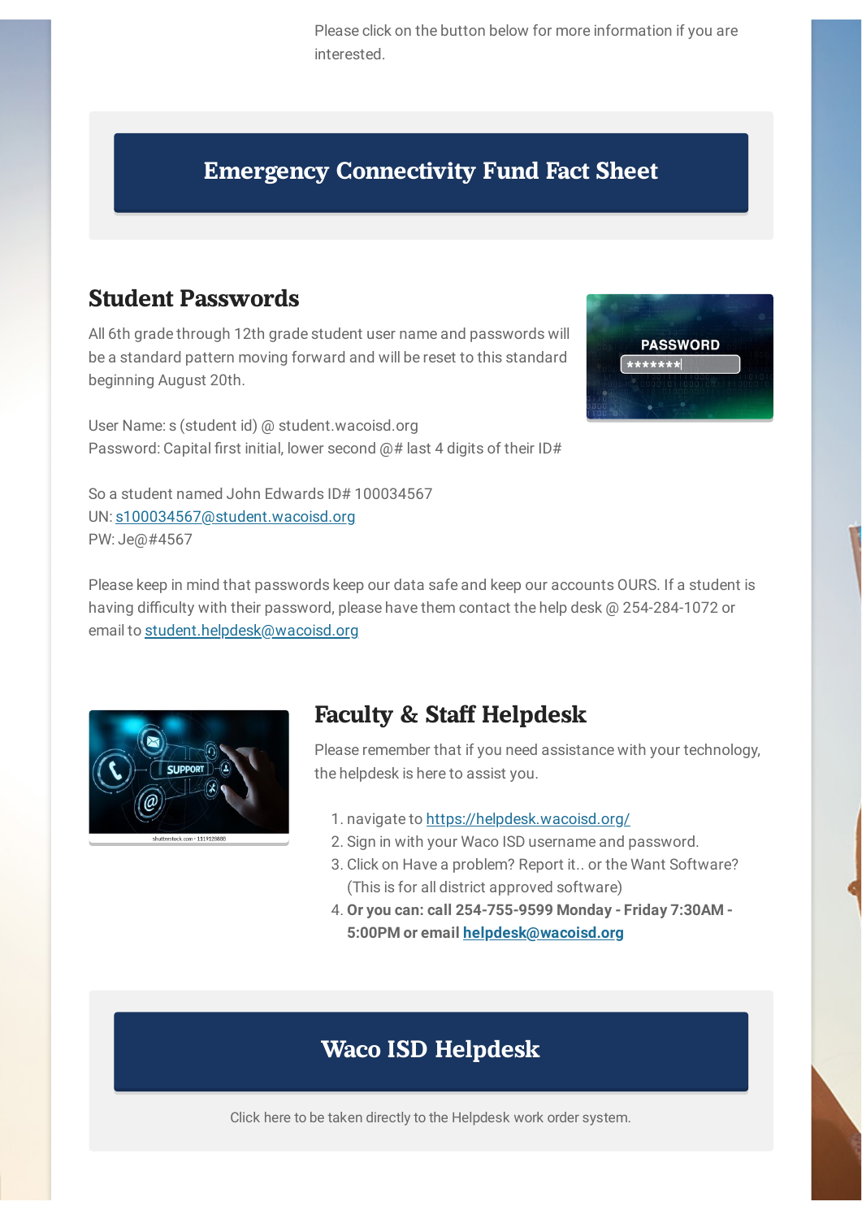Please click on the button below for more information if you are interested.

**Emergency Connectivity Fund Fact Sheet**

## Student Passwords

All 6th grade through 12th grade student user name and passwords will be a standard pattern moving forward and will be reset to this standard beginning August 20th.

User Name: s (student id) @ student.wacoisd.org
Password: Capital first initial, lower second @# last 4 digits of their ID#

So a student named John Edwards ID# 100034567
UN: s100034567@student.wacoisd.org
PW: Je@#4567

Please keep in mind that passwords keep our data safe and keep our accounts OURS. If a student is having difficulty with their password, please have them contact the help desk @ 254-284-1072 or email to student.helpdesk@wacoisd.org

## Faculty & Staff Helpdesk

Please remember that if you need assistance with your technology, the helpdesk is here to assist you.

1. navigate to https://helpdesk.wacoisd.org/
2. Sign in with your Waco ISD username and password.
3. Click on Have a problem? Report it.. or the Want Software? (This is for all district approved software)
4. **Or you can: call 254-755-9599 Monday - Friday 7:30AM - 5:00PM or email helpdesk@wacoisd.org**

**Waco ISD Helpdesk**

Click here to be taken directly to the Helpdesk work order system.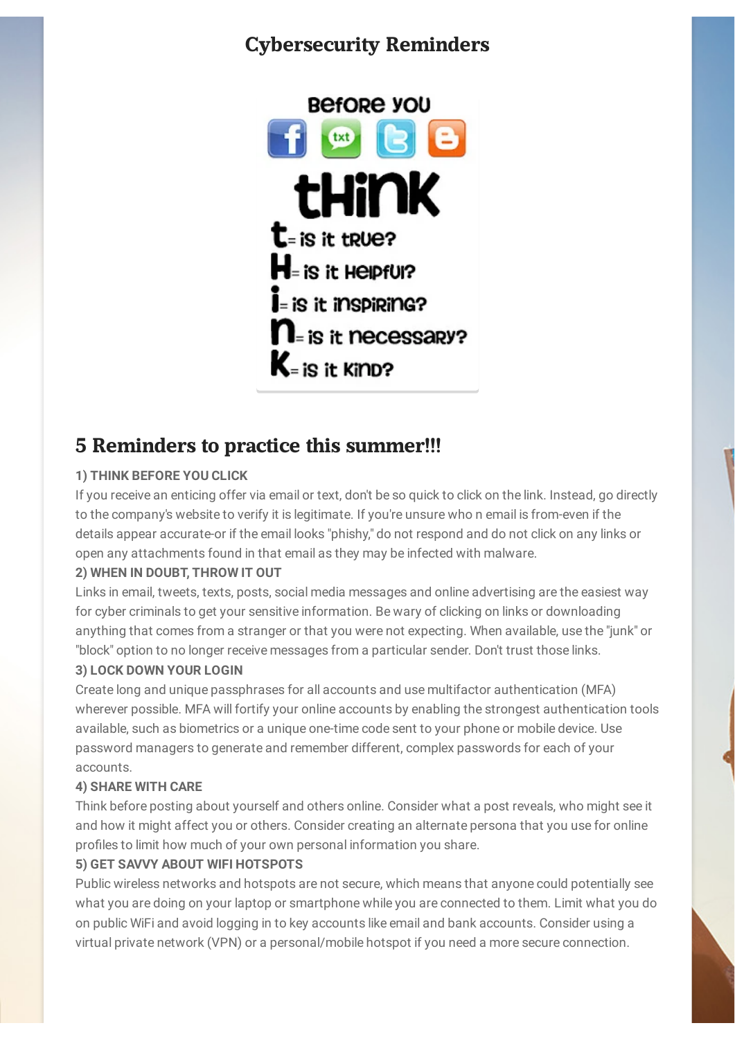# Cybersecurity Reminders

Before you

think

t= is it true?

H= is it Helpful?

i= is it inspiring?

n= is it necessary?

K= is it Kind?

## 5 Reminders to practice this summer!!!

**1) THINK BEFORE YOU CLICK**

If you receive an enticing offer via email or text, don't be so quick to click on the link. Instead, go directly to the company's website to verify it is legitimate. If you're unsure who n email is from-even if the details appear accurate-or if the email looks "phishy," do not respond and do not click on any links or open any attachments found in that email as they may be infected with malware.

**2) WHEN IN DOUBT, THROW IT OUT**

Links in email, tweets, texts, posts, social media messages and online advertising are the easiest way for cyber criminals to get your sensitive information. Be wary of clicking on links or downloading anything that comes from a stranger or that you were not expecting. When available, use the "junk" or "block" option to no longer receive messages from a particular sender. Don't trust those links.

**3) LOCK DOWN YOUR LOGIN**

Create long and unique passphrases for all accounts and use multifactor authentication (MFA) wherever possible. MFA will fortify your online accounts by enabling the strongest authentication tools available, such as biometrics or a unique one-time code sent to your phone or mobile device. Use password managers to generate and remember different, complex passwords for each of your accounts.

**4) SHARE WITH CARE**

Think before posting about yourself and others online. Consider what a post reveals, who might see it and how it might affect you or others. Consider creating an alternate persona that you use for online profiles to limit how much of your own personal information you share.

**5) GET SAVVY ABOUT WIFI HOTSPOTS**

Public wireless networks and hotspots are not secure, which means that anyone could potentially see what you are doing on your laptop or smartphone while you are connected to them. Limit what you do on public WiFi and avoid logging in to key accounts like email and bank accounts. Consider using a virtual private network (VPN) or a personal/mobile hotspot if you need a more secure connection.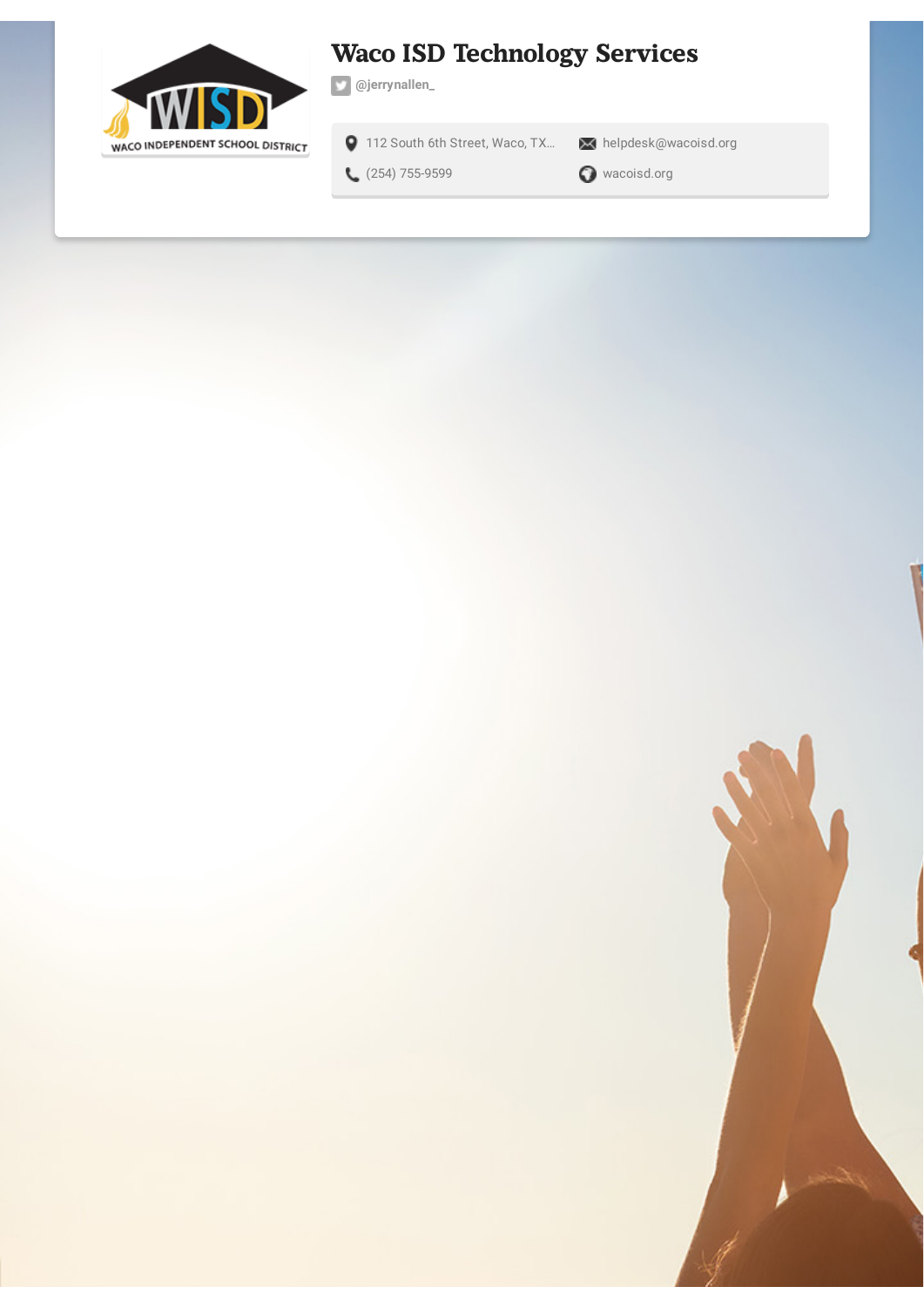# Waco ISD Technology Services

@jerrynallen_

112 South 6th Street, Waco, TX...

helpdesk@wacoisd.org

(254) 755-9599

wacoisd.org